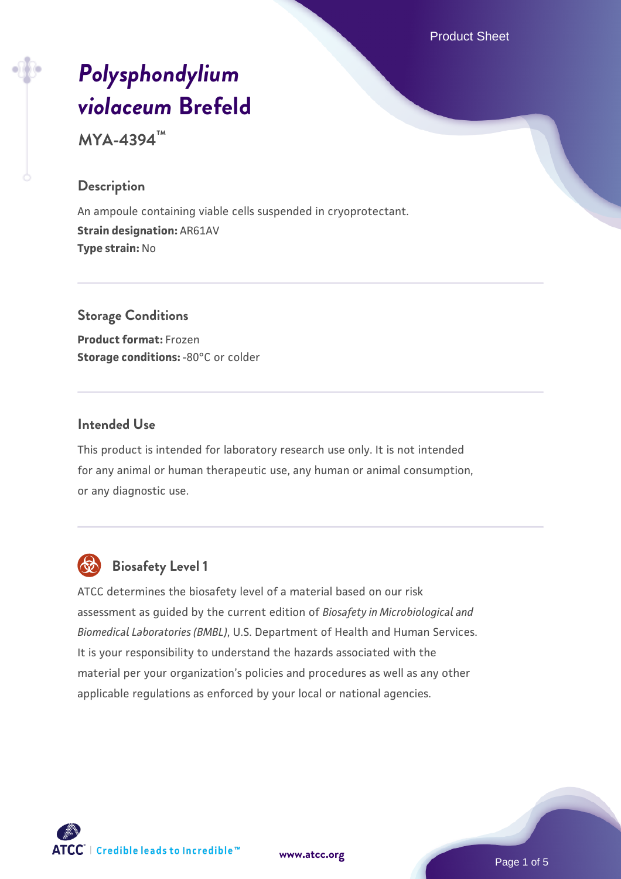# *Polysphondylium violaceum* Brefeld

**MYA-4394™**

## Description

An ampoule containing viable cells suspended in cryoprotectant.

**Strain designation:** AR61AV

**Type strain:** No

## Storage Conditions

**Product format:** Frozen

**Storage conditions:** -80°C or colder

## Intended Use

This product is intended for laboratory research use only. It is not intended for any animal or human therapeutic use, any human or animal consumption, or any diagnostic use.

## Biosafety Level 1

ATCC determines the biosafety level of a material based on our risk assessment as guided by the current edition of *Biosafety in Microbiological and Biomedical Laboratories (BMBL)*, U.S. Department of Health and Human Services. It is your responsibility to understand the hazards associated with the material per your organization's policies and procedures as well as any other applicable regulations as enforced by your local or national agencies.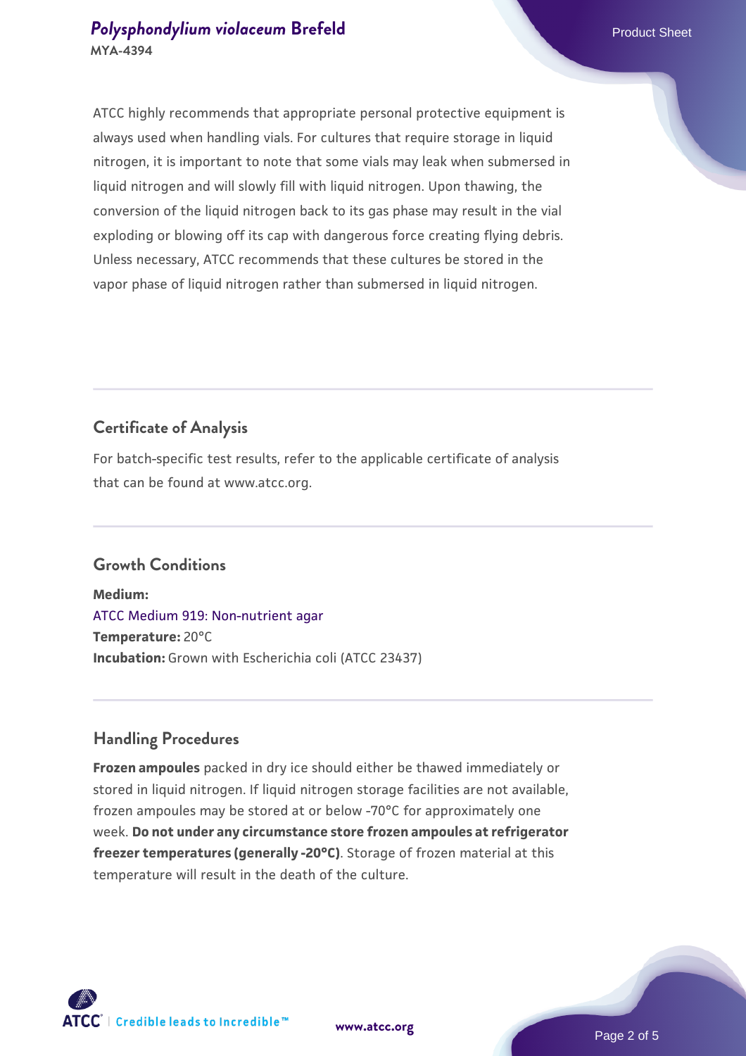ATCC highly recommends that appropriate personal protective equipment is always used when handling vials. For cultures that require storage in liquid nitrogen, it is important to note that some vials may leak when submersed in liquid nitrogen and will slowly fill with liquid nitrogen. Upon thawing, the conversion of the liquid nitrogen back to its gas phase may result in the vial exploding or blowing off its cap with dangerous force creating flying debris. Unless necessary, ATCC recommends that these cultures be stored in the vapor phase of liquid nitrogen rather than submersed in liquid nitrogen.

## Certificate of Analysis

For batch-specific test results, refer to the applicable certificate of analysis that can be found at www.atcc.org.

## Growth Conditions

**Medium:**
ATCC Medium 919: Non-nutrient agar
**Temperature:** 20°C
**Incubation:** Grown with Escherichia coli (ATCC 23437)

## Handling Procedures

**Frozen ampoules** packed in dry ice should either be thawed immediately or stored in liquid nitrogen. If liquid nitrogen storage facilities are not available, frozen ampoules may be stored at or below -70°C for approximately one week. **Do not under any circumstance store frozen ampoules at refrigerator freezer temperatures (generally -20°C)**. Storage of frozen material at this temperature will result in the death of the culture.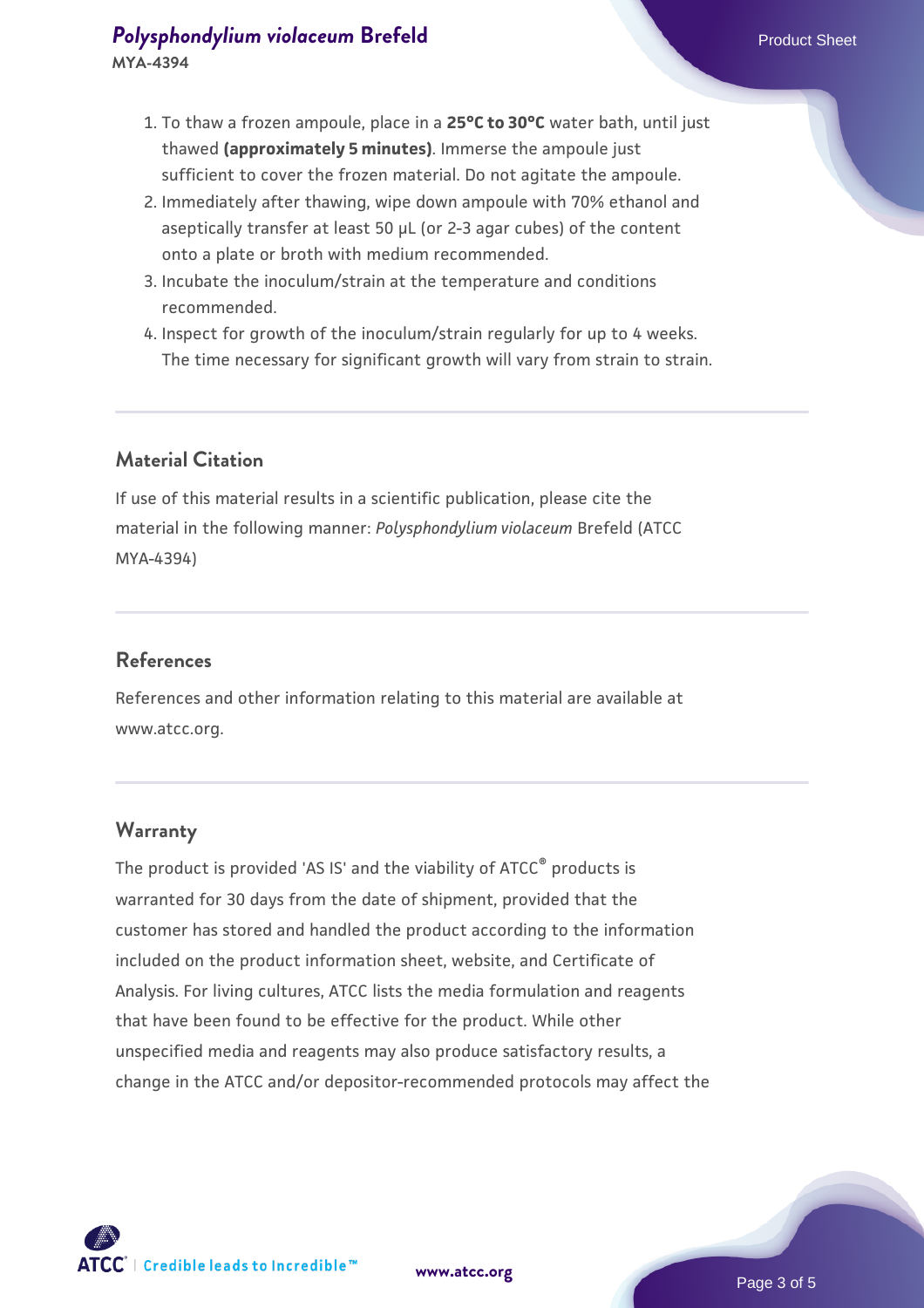1. To thaw a frozen ampoule, place in a **25°C to 30°C** water bath, until just thawed **(approximately 5 minutes)**. Immerse the ampoule just sufficient to cover the frozen material. Do not agitate the ampoule.
2. Immediately after thawing, wipe down ampoule with 70% ethanol and aseptically transfer at least 50 µL (or 2-3 agar cubes) of the content onto a plate or broth with medium recommended.
3. Incubate the inoculum/strain at the temperature and conditions recommended.
4. Inspect for growth of the inoculum/strain regularly for up to 4 weeks. The time necessary for significant growth will vary from strain to strain.

## Material Citation

If use of this material results in a scientific publication, please cite the material in the following manner: *Polysphondylium violaceum* Brefeld (ATCC MYA-4394)

## References

References and other information relating to this material are available at www.atcc.org.

## Warranty

The product is provided 'AS IS' and the viability of ATCC® products is warranted for 30 days from the date of shipment, provided that the customer has stored and handled the product according to the information included on the product information sheet, website, and Certificate of Analysis. For living cultures, ATCC lists the media formulation and reagents that have been found to be effective for the product. While other unspecified media and reagents may also produce satisfactory results, a change in the ATCC and/or depositor-recommended protocols may affect the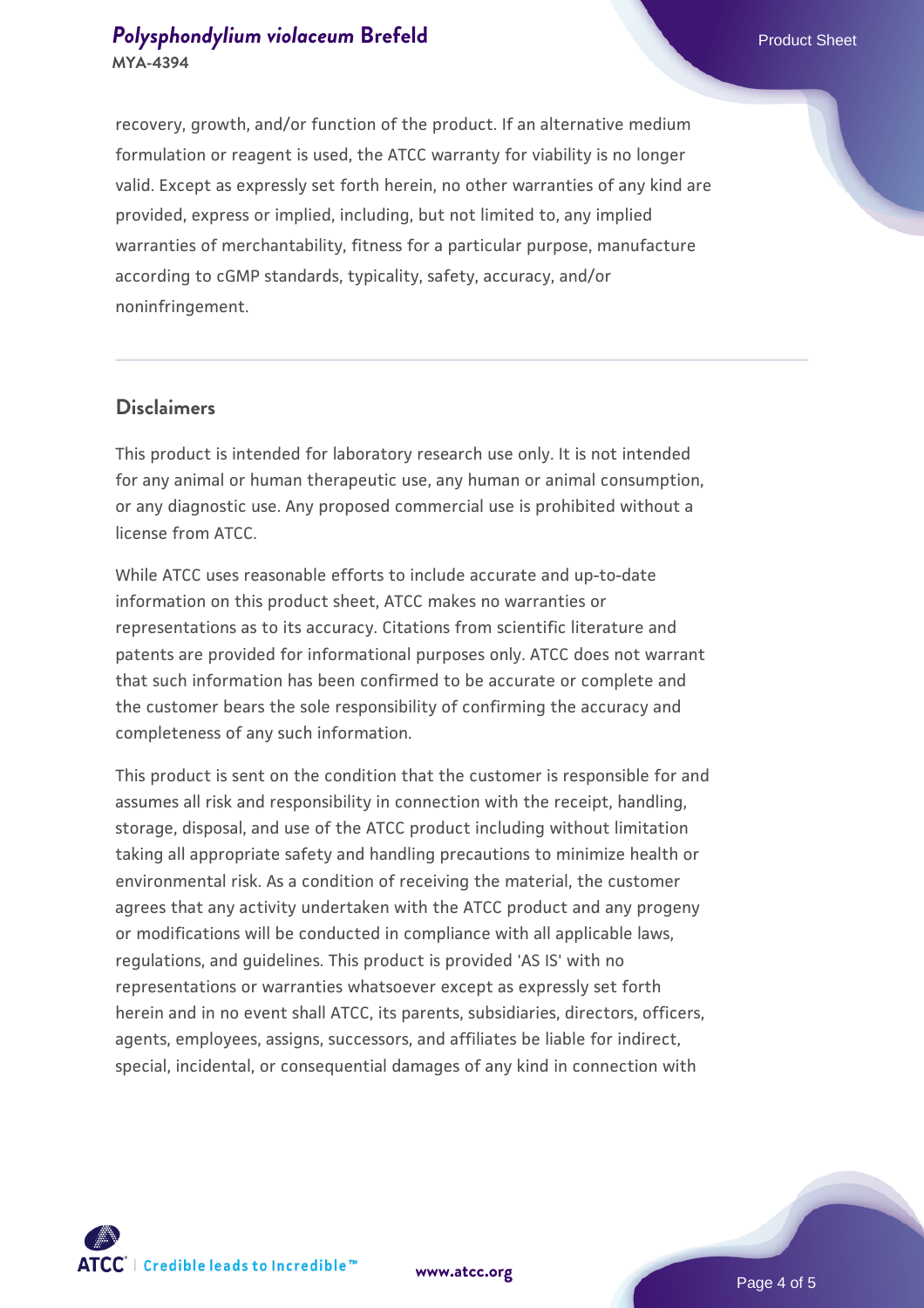recovery, growth, and/or function of the product. If an alternative medium formulation or reagent is used, the ATCC warranty for viability is no longer valid. Except as expressly set forth herein, no other warranties of any kind are provided, express or implied, including, but not limited to, any implied warranties of merchantability, fitness for a particular purpose, manufacture according to cGMP standards, typicality, safety, accuracy, and/or noninfringement.

## Disclaimers

This product is intended for laboratory research use only. It is not intended for any animal or human therapeutic use, any human or animal consumption, or any diagnostic use. Any proposed commercial use is prohibited without a license from ATCC.

While ATCC uses reasonable efforts to include accurate and up-to-date information on this product sheet, ATCC makes no warranties or representations as to its accuracy. Citations from scientific literature and patents are provided for informational purposes only. ATCC does not warrant that such information has been confirmed to be accurate or complete and the customer bears the sole responsibility of confirming the accuracy and completeness of any such information.

This product is sent on the condition that the customer is responsible for and assumes all risk and responsibility in connection with the receipt, handling, storage, disposal, and use of the ATCC product including without limitation taking all appropriate safety and handling precautions to minimize health or environmental risk. As a condition of receiving the material, the customer agrees that any activity undertaken with the ATCC product and any progeny or modifications will be conducted in compliance with all applicable laws, regulations, and guidelines. This product is provided 'AS IS' with no representations or warranties whatsoever except as expressly set forth herein and in no event shall ATCC, its parents, subsidiaries, directors, officers, agents, employees, assigns, successors, and affiliates be liable for indirect, special, incidental, or consequential damages of any kind in connection with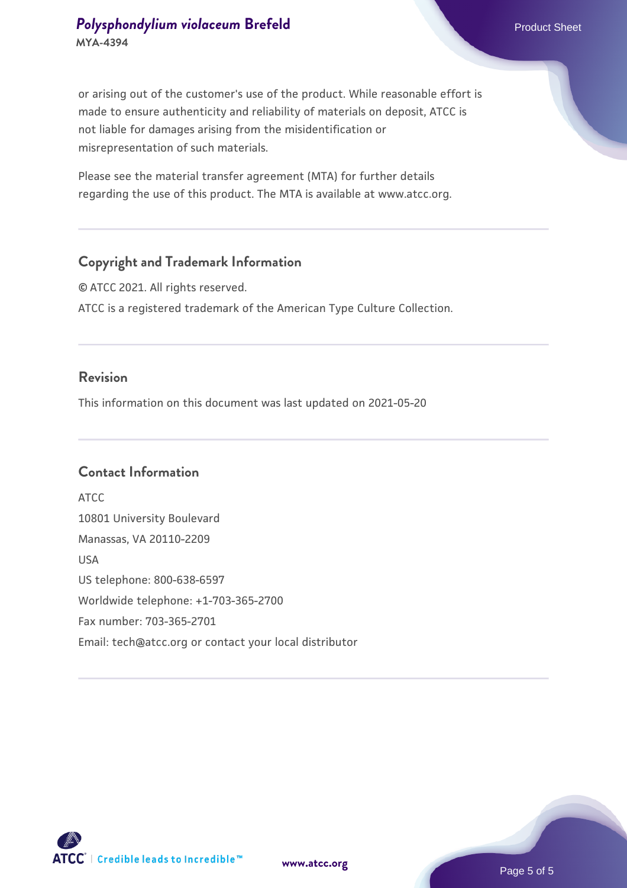or arising out of the customer's use of the product. While reasonable effort is made to ensure authenticity and reliability of materials on deposit, ATCC is not liable for damages arising from the misidentification or misrepresentation of such materials.

Please see the material transfer agreement (MTA) for further details regarding the use of this product. The MTA is available at www.atcc.org.

## Copyright and Trademark Information

© ATCC 2021. All rights reserved.

ATCC is a registered trademark of the American Type Culture Collection.

## Revision

This information on this document was last updated on 2021-05-20

## Contact Information

ATCC
10801 University Boulevard
Manassas, VA 20110-2209
USA
US telephone: 800-638-6597
Worldwide telephone: +1-703-365-2700
Fax number: 703-365-2701
Email: tech@atcc.org or contact your local distributor